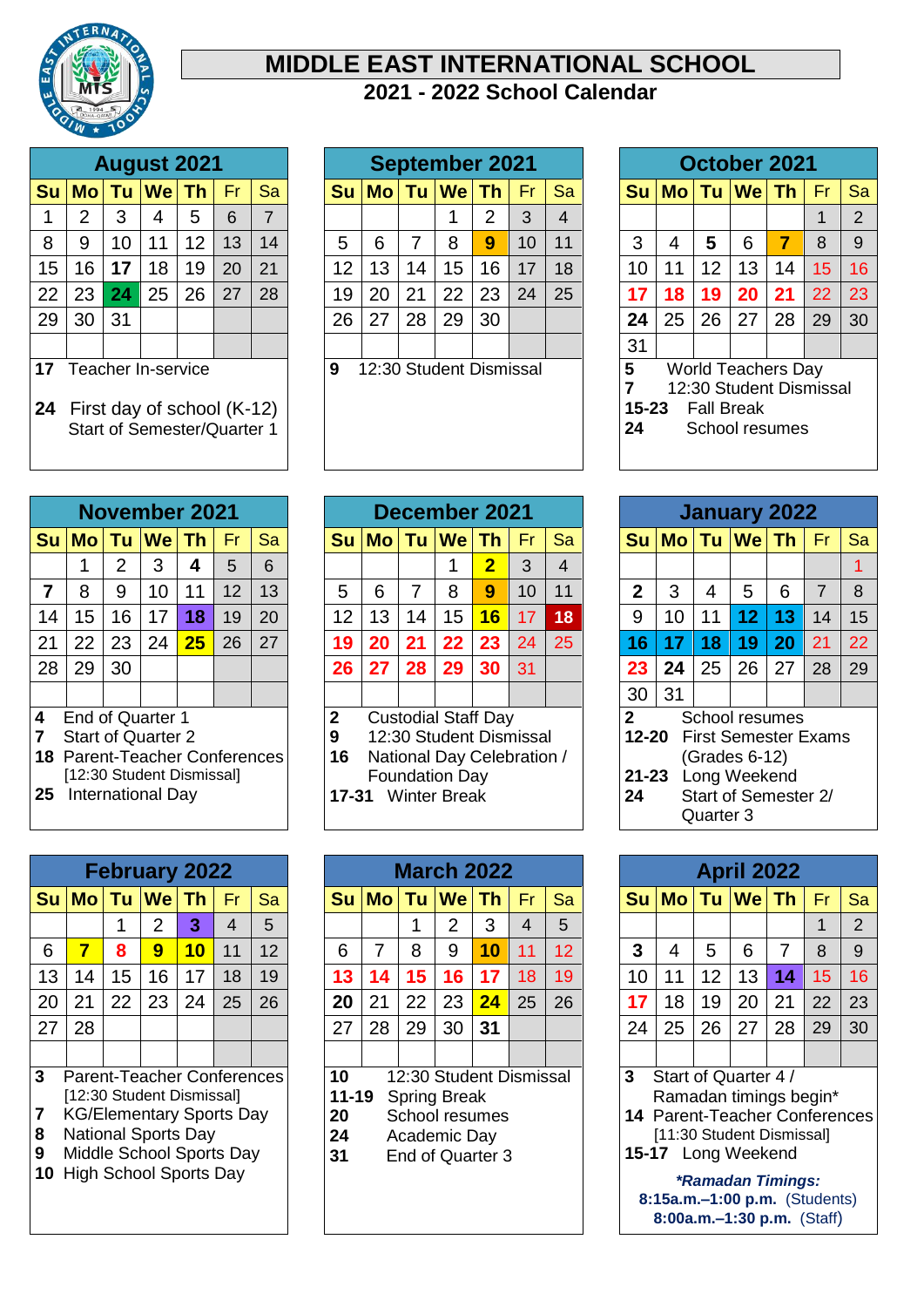# MIDDLE EAST INTERNATIONAL SCHOOL

## 2021 - 2022 School Calendar

### August 2021

| Su | Mo | Tu | We | Th | Fr | Sa |
|---|---|---|---|---|---|---|
| 1 | 2 | 3 | 4 | 5 | 6 | 7 |
| 8 | 9 | 10 | 11 | 12 | 13 | 14 |
| 15 | 16 | **17** | 18 | 19 | 20 | 21 |
| 22 | 23 | **24** | 25 | 26 | 27 | 28 |
| 29 | 30 | 31 | | | | |

**17** Teacher In-service

**24** First day of school (K-12)
Start of Semester/Quarter 1

### September 2021

| Su | Mo | Tu | We | Th | Fr | Sa |
|---|---|---|---|---|---|---|
| | | | 1 | 2 | 3 | 4 |
| 5 | 6 | 7 | 8 | **9** | 10 | 11 |
| 12 | 13 | 14 | 15 | 16 | 17 | 18 |
| 19 | 20 | 21 | 22 | 23 | 24 | 25 |
| 26 | 27 | 28 | 29 | 30 | | |

**9** 12:30 Student Dismissal

### October 2021

| Su | Mo | Tu | We | Th | Fr | Sa |
|---|---|---|---|---|---|---|
| | | | | | 1 | 2 |
| 3 | 4 | **5** | 6 | **7** | 8 | 9 |
| 10 | 11 | 12 | 13 | 14 | 15 | 16 |
| 17 | 18 | 19 | 20 | 21 | 22 | 23 |
| **24** | 25 | 26 | 27 | 28 | 29 | 30 |
| 31 | | | | | | |

**5** World Teachers Day
**7** 12:30 Student Dismissal
**15-23** Fall Break
**24** School resumes

### November 2021

| Su | Mo | Tu | We | Th | Fr | Sa |
|---|---|---|---|---|---|---|
| | 1 | 2 | 3 | **4** | 5 | 6 |
| **7** | 8 | 9 | 10 | 11 | 12 | 13 |
| 14 | 15 | 16 | 17 | **18** | 19 | 20 |
| 21 | 22 | 23 | 24 | **25** | 26 | 27 |
| 28 | 29 | 30 | | | | |

**4** End of Quarter 1
**7** Start of Quarter 2
**18** Parent-Teacher Conferences
[12:30 Student Dismissal]
**25** International Day

### December 2021

| Su | Mo | Tu | We | Th | Fr | Sa |
|---|---|---|---|---|---|---|
| | | | 1 | **2** | 3 | 4 |
| 5 | 6 | 7 | 8 | **9** | 10 | 11 |
| 12 | 13 | 14 | 15 | **16** | 17 | **18** |
| 19 | 20 | 21 | 22 | 23 | 24 | 25 |
| 26 | 27 | 28 | 29 | 30 | 31 | |

**2** Custodial Staff Day
**9** 12:30 Student Dismissal
**16** National Day Celebration / Foundation Day
**17-31** Winter Break

### January 2022

| Su | Mo | Tu | We | Th | Fr | Sa |
|---|---|---|---|---|---|---|
| | | | | | | 1 |
| **2** | 3 | 4 | 5 | 6 | 7 | 8 |
| 9 | 10 | 11 | **12** | **13** | 14 | 15 |
| **16** | **17** | **18** | **19** | **20** | 21 | 22 |
| 23 | **24** | 25 | 26 | 27 | 28 | 29 |
| 30 | 31 | | | | | |

**2** School resumes
**12-20** First Semester Exams (Grades 6-12)
**21-23** Long Weekend
**24** Start of Semester 2/ Quarter 3

### February 2022

| Su | Mo | Tu | We | Th | Fr | Sa |
|---|---|---|---|---|---|---|
| | | 1 | 2 | **3** | 4 | 5 |
| 6 | **7** | **8** | **9** | **10** | 11 | 12 |
| 13 | 14 | 15 | 16 | 17 | 18 | 19 |
| 20 | 21 | 22 | 23 | 24 | 25 | 26 |
| 27 | 28 | | | | | |

**3** Parent-Teacher Conferences
[12:30 Student Dismissal]
**7** KG/Elementary Sports Day
**8** National Sports Day
**9** Middle School Sports Day
**10** High School Sports Day

### March 2022

| Su | Mo | Tu | We | Th | Fr | Sa |
|---|---|---|---|---|---|---|
| | | 1 | 2 | 3 | 4 | 5 |
| 6 | 7 | 8 | 9 | **10** | 11 | 12 |
| 13 | 14 | 15 | 16 | 17 | 18 | 19 |
| **20** | 21 | 22 | 23 | **24** | 25 | 26 |
| 27 | 28 | 29 | 30 | **31** | | |

**10** 12:30 Student Dismissal
**11-19** Spring Break
**20** School resumes
**24** Academic Day
**31** End of Quarter 3

### April 2022

| Su | Mo | Tu | We | Th | Fr | Sa |
|---|---|---|---|---|---|---|
| | | | | | 1 | 2 |
| **3** | 4 | 5 | 6 | 7 | 8 | 9 |
| 10 | 11 | 12 | 13 | **14** | 15 | 16 |
| 17 | 18 | 19 | 20 | 21 | 22 | 23 |
| 24 | 25 | 26 | 27 | 28 | 29 | 30 |

**3** Start of Quarter 4 /
Ramadan timings begin*
**14** Parent-Teacher Conferences
[11:30 Student Dismissal]
**15-17** Long Weekend

***Ramadan Timings:***
**8:15a.m.–1:00 p.m.** (Students)
**8:00a.m.–1:30 p.m.** (Staff)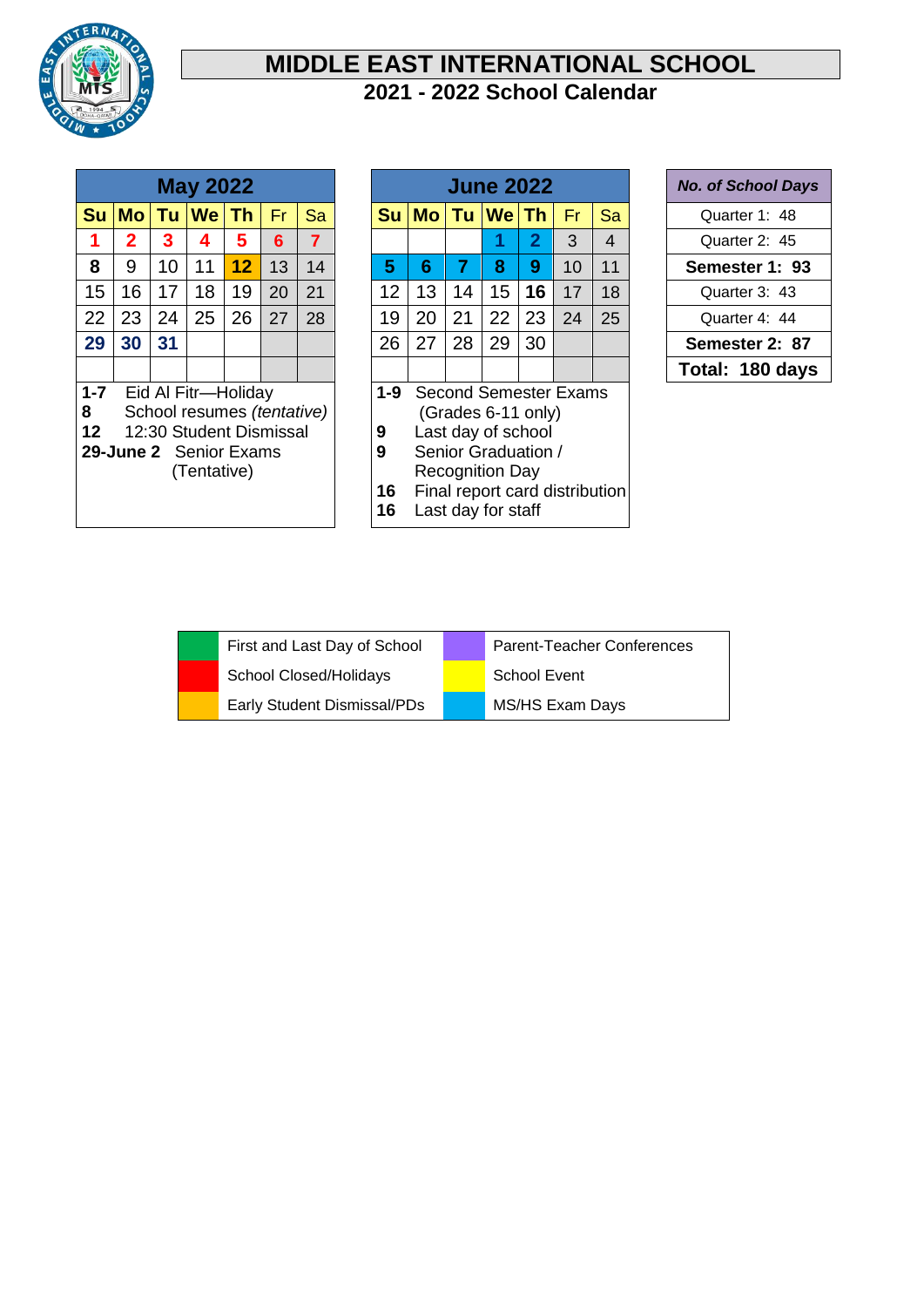# MIDDLE EAST INTERNATIONAL SCHOOL

## 2021 - 2022 School Calendar

**May 2022**

| Su | Mo | Tu | We | Th | Fr | Sa |
|---|---|---|---|---|---|---|
| 1 | 2 | 3 | 4 | 5 | 6 | 7 |
| 8 | 9 | 10 | 11 | 12 | 13 | 14 |
| 15 | 16 | 17 | 18 | 19 | 20 | 21 |
| 22 | 23 | 24 | 25 | 26 | 27 | 28 |
| 29 | 30 | 31 | | | | |

**1-7** Eid Al Fitr—Holiday
**8** School resumes *(tentative)*
**12** 12:30 Student Dismissal
**29-June 2** Senior Exams (Tentative)

**June 2022**

| Su | Mo | Tu | We | Th | Fr | Sa |
|---|---|---|---|---|---|---|
| | | | 1 | 2 | 3 | 4 |
| 5 | 6 | 7 | 8 | 9 | 10 | 11 |
| 12 | 13 | 14 | 15 | 16 | 17 | 18 |
| 19 | 20 | 21 | 22 | 23 | 24 | 25 |
| 26 | 27 | 28 | 29 | 30 | | |

**1-9** Second Semester Exams (Grades 6-11 only)
**9** Last day of school
**9** Senior Graduation / Recognition Day
**16** Final report card distribution
**16** Last day for staff

| ***No. of School Days*** |
|---|
| Quarter 1: 48 |
| Quarter 2: 45 |
| **Semester 1: 93** |
| Quarter 3: 43 |
| Quarter 4: 44 |
| **Semester 2: 87** |
| **Total: 180 days** |

| | |
|---|---|
| First and Last Day of School | Parent-Teacher Conferences |
| School Closed/Holidays | School Event |
| Early Student Dismissal/PDs | MS/HS Exam Days |